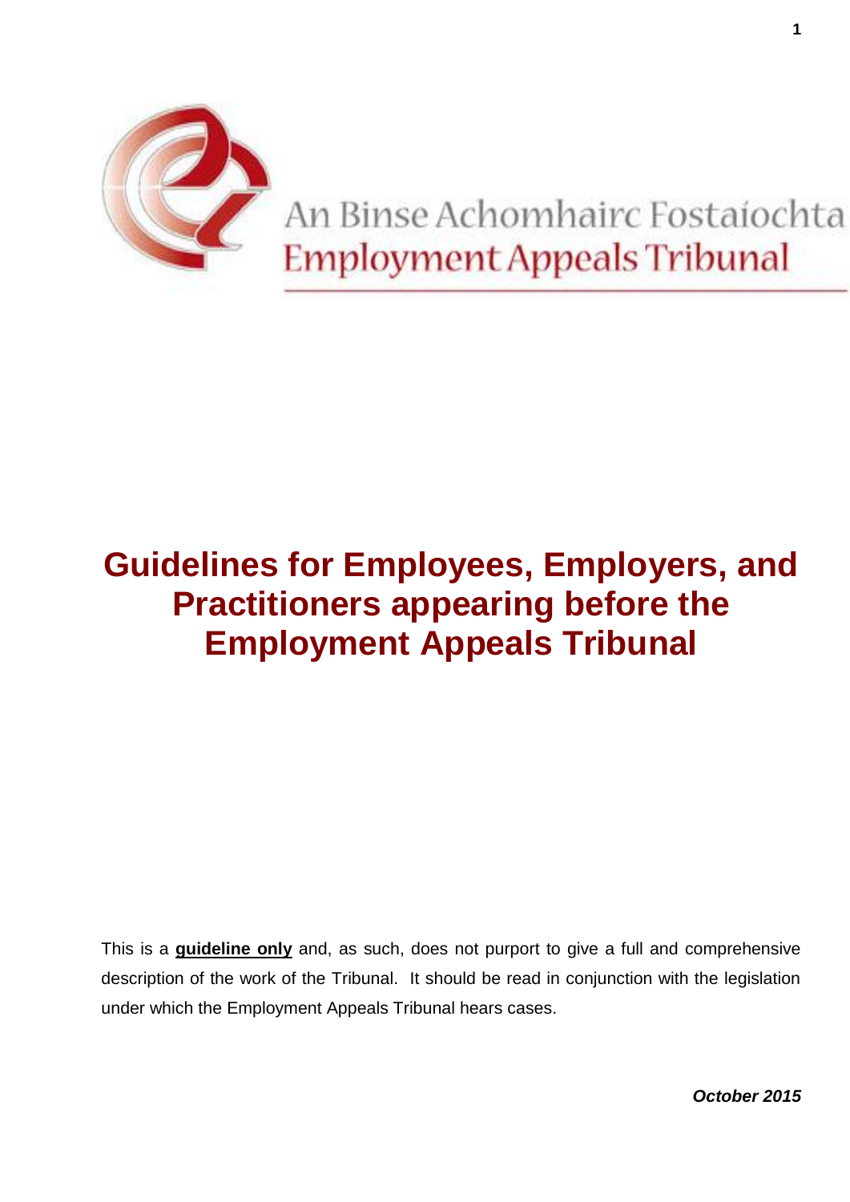An Binse Achomhairc Fostaíochta
Employment Appeals Tribunal

# Guidelines for Employees, Employers, and Practitioners appearing before the Employment Appeals Tribunal

This is a **guideline only** and, as such, does not purport to give a full and comprehensive description of the work of the Tribunal. It should be read in conjunction with the legislation under which the Employment Appeals Tribunal hears cases.

***October 2015***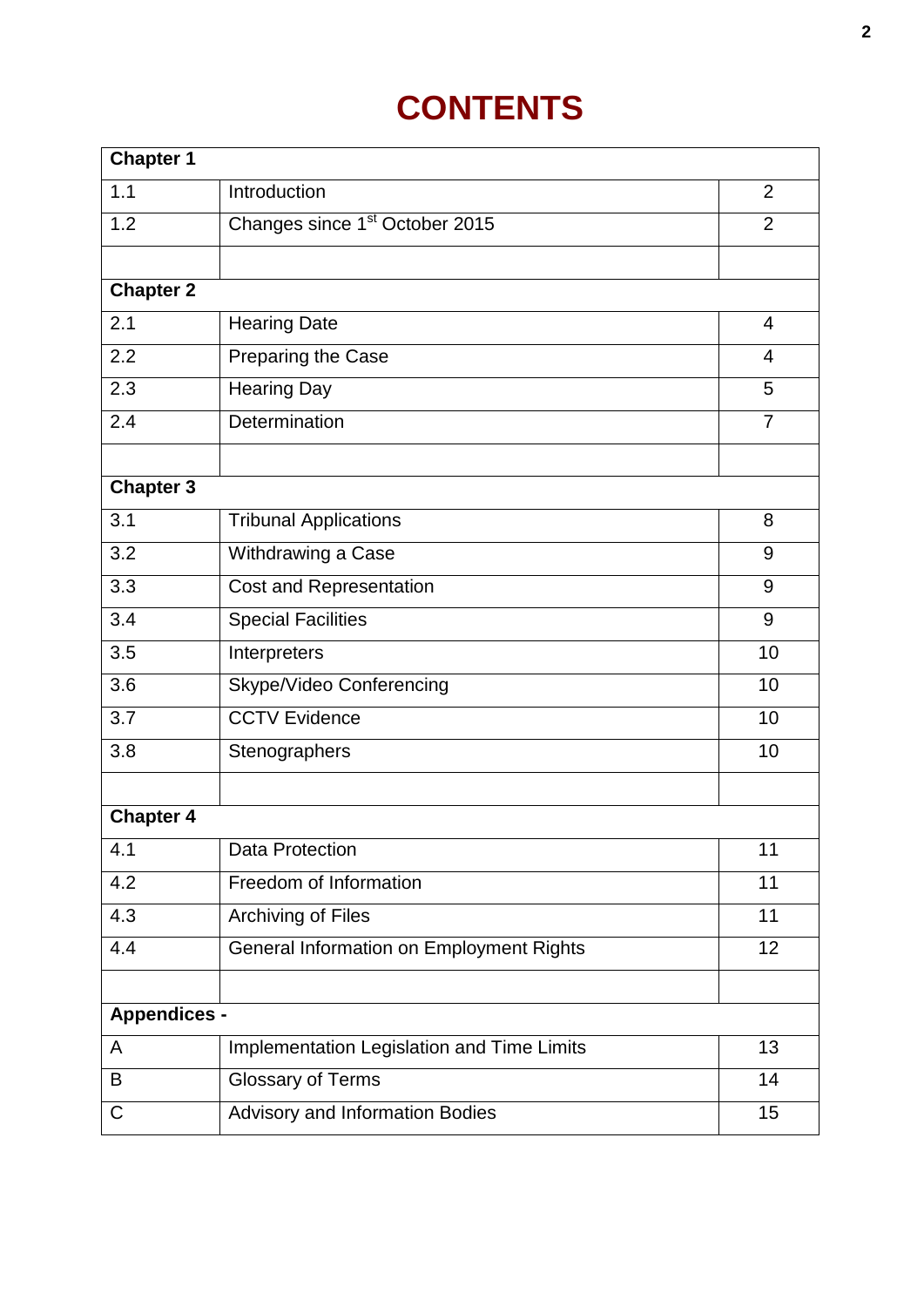# CONTENTS

| **Chapter 1** | | |
|---|---|---|
| 1.1 | Introduction | 2 |
| 1.2 | Changes since 1st October 2015 | 2 |
| | | |
| **Chapter 2** | | |
| 2.1 | Hearing Date | 4 |
| 2.2 | Preparing the Case | 4 |
| 2.3 | Hearing Day | 5 |
| 2.4 | Determination | 7 |
| | | |
| **Chapter 3** | | |
| 3.1 | Tribunal Applications | 8 |
| 3.2 | Withdrawing a Case | 9 |
| 3.3 | Cost and Representation | 9 |
| 3.4 | Special Facilities | 9 |
| 3.5 | Interpreters | 10 |
| 3.6 | Skype/Video Conferencing | 10 |
| 3.7 | CCTV Evidence | 10 |
| 3.8 | Stenographers | 10 |
| | | |
| **Chapter 4** | | |
| 4.1 | Data Protection | 11 |
| 4.2 | Freedom of Information | 11 |
| 4.3 | Archiving of Files | 11 |
| 4.4 | General Information on Employment Rights | 12 |
| | | |
| **Appendices -** | | |
| A | Implementation Legislation and Time Limits | 13 |
| B | Glossary of Terms | 14 |
| C | Advisory and Information Bodies | 15 |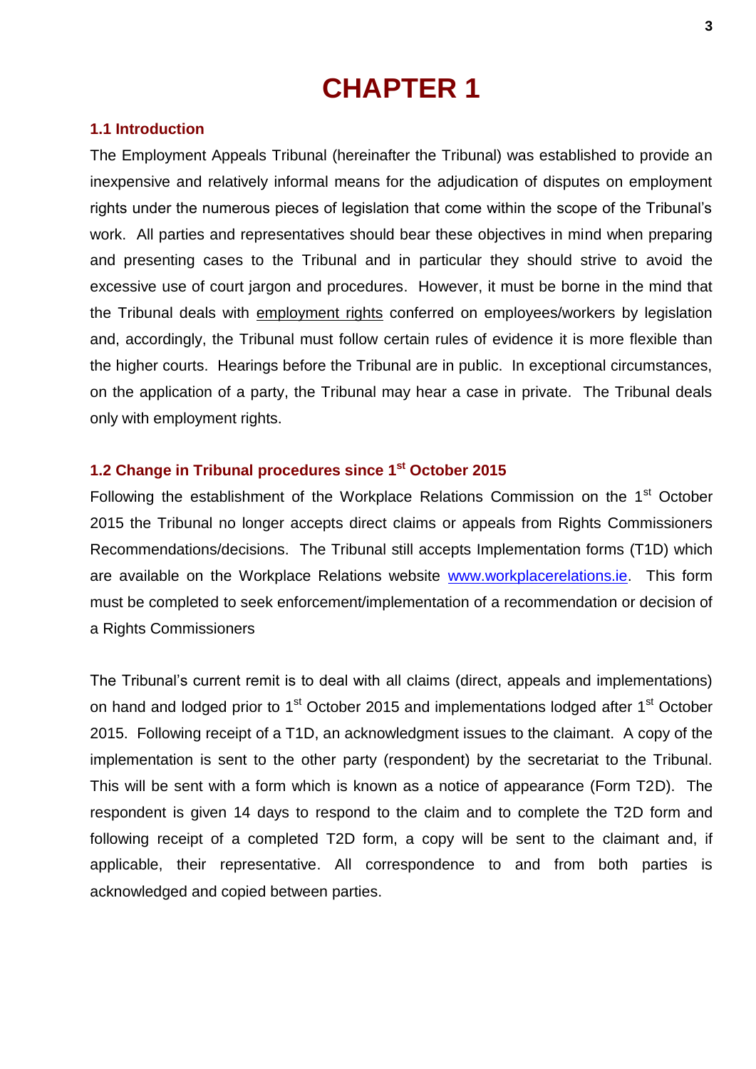# CHAPTER 1

## 1.1 Introduction

The Employment Appeals Tribunal (hereinafter the Tribunal) was established to provide an inexpensive and relatively informal means for the adjudication of disputes on employment rights under the numerous pieces of legislation that come within the scope of the Tribunal's work. All parties and representatives should bear these objectives in mind when preparing and presenting cases to the Tribunal and in particular they should strive to avoid the excessive use of court jargon and procedures. However, it must be borne in the mind that the Tribunal deals with employment rights conferred on employees/workers by legislation and, accordingly, the Tribunal must follow certain rules of evidence it is more flexible than the higher courts. Hearings before the Tribunal are in public. In exceptional circumstances, on the application of a party, the Tribunal may hear a case in private. The Tribunal deals only with employment rights.

## 1.2 Change in Tribunal procedures since 1st October 2015

Following the establishment of the Workplace Relations Commission on the 1st October 2015 the Tribunal no longer accepts direct claims or appeals from Rights Commissioners Recommendations/decisions. The Tribunal still accepts Implementation forms (T1D) which are available on the Workplace Relations website [www.workplacerelations.ie](www.workplacerelations.ie). This form must be completed to seek enforcement/implementation of a recommendation or decision of a Rights Commissioners

The Tribunal's current remit is to deal with all claims (direct, appeals and implementations) on hand and lodged prior to 1st October 2015 and implementations lodged after 1st October 2015. Following receipt of a T1D, an acknowledgment issues to the claimant. A copy of the implementation is sent to the other party (respondent) by the secretariat to the Tribunal. This will be sent with a form which is known as a notice of appearance (Form T2D). The respondent is given 14 days to respond to the claim and to complete the T2D form and following receipt of a completed T2D form, a copy will be sent to the claimant and, if applicable, their representative. All correspondence to and from both parties is acknowledged and copied between parties.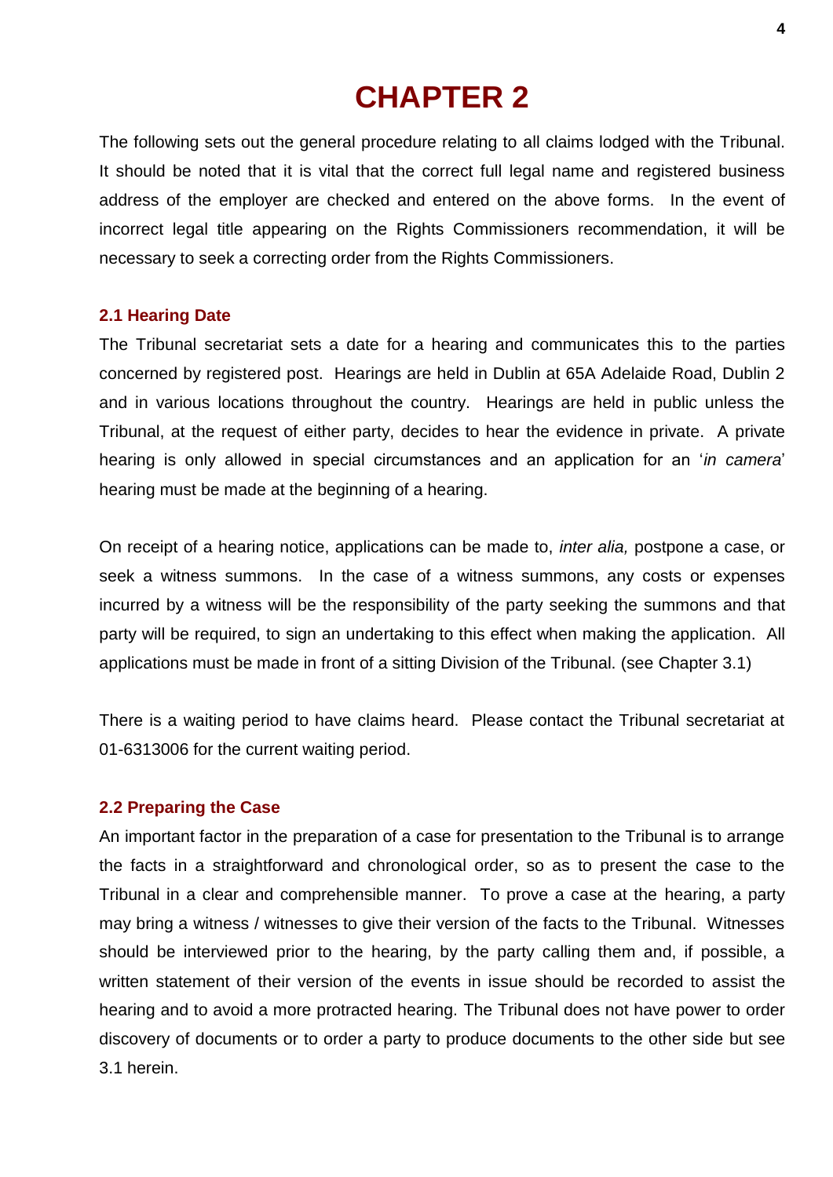# CHAPTER 2

The following sets out the general procedure relating to all claims lodged with the Tribunal. It should be noted that it is vital that the correct full legal name and registered business address of the employer are checked and entered on the above forms. In the event of incorrect legal title appearing on the Rights Commissioners recommendation, it will be necessary to seek a correcting order from the Rights Commissioners.

## 2.1 Hearing Date

The Tribunal secretariat sets a date for a hearing and communicates this to the parties concerned by registered post. Hearings are held in Dublin at 65A Adelaide Road, Dublin 2 and in various locations throughout the country. Hearings are held in public unless the Tribunal, at the request of either party, decides to hear the evidence in private. A private hearing is only allowed in special circumstances and an application for an '*in camera*' hearing must be made at the beginning of a hearing.

On receipt of a hearing notice, applications can be made to, *inter alia,* postpone a case, or seek a witness summons. In the case of a witness summons, any costs or expenses incurred by a witness will be the responsibility of the party seeking the summons and that party will be required, to sign an undertaking to this effect when making the application. All applications must be made in front of a sitting Division of the Tribunal. (see Chapter 3.1)

There is a waiting period to have claims heard. Please contact the Tribunal secretariat at 01-6313006 for the current waiting period.

## 2.2 Preparing the Case

An important factor in the preparation of a case for presentation to the Tribunal is to arrange the facts in a straightforward and chronological order, so as to present the case to the Tribunal in a clear and comprehensible manner. To prove a case at the hearing, a party may bring a witness / witnesses to give their version of the facts to the Tribunal. Witnesses should be interviewed prior to the hearing, by the party calling them and, if possible, a written statement of their version of the events in issue should be recorded to assist the hearing and to avoid a more protracted hearing. The Tribunal does not have power to order discovery of documents or to order a party to produce documents to the other side but see 3.1 herein.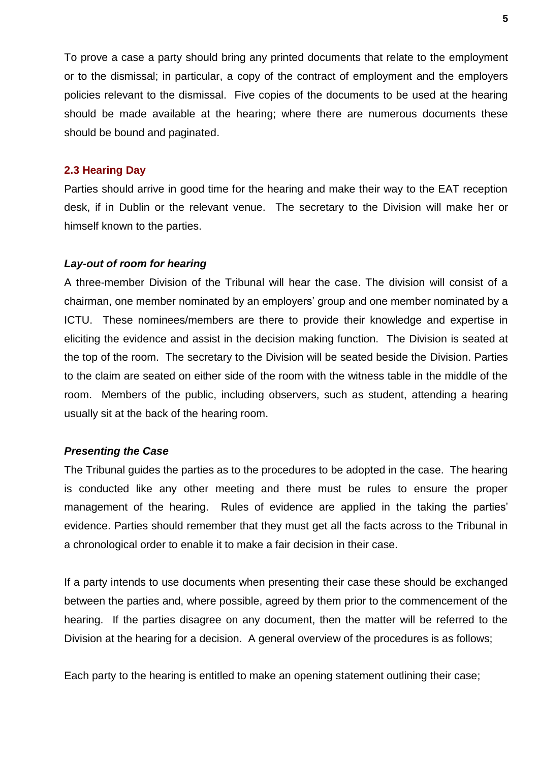To prove a case a party should bring any printed documents that relate to the employment or to the dismissal; in particular, a copy of the contract of employment and the employers policies relevant to the dismissal. Five copies of the documents to be used at the hearing should be made available at the hearing; where there are numerous documents these should be bound and paginated.

## 2.3 Hearing Day

Parties should arrive in good time for the hearing and make their way to the EAT reception desk, if in Dublin or the relevant venue. The secretary to the Division will make her or himself known to the parties.

### *Lay-out of room for hearing*

A three-member Division of the Tribunal will hear the case. The division will consist of a chairman, one member nominated by an employers' group and one member nominated by a ICTU. These nominees/members are there to provide their knowledge and expertise in eliciting the evidence and assist in the decision making function. The Division is seated at the top of the room. The secretary to the Division will be seated beside the Division. Parties to the claim are seated on either side of the room with the witness table in the middle of the room. Members of the public, including observers, such as student, attending a hearing usually sit at the back of the hearing room.

### *Presenting the Case*

The Tribunal guides the parties as to the procedures to be adopted in the case. The hearing is conducted like any other meeting and there must be rules to ensure the proper management of the hearing. Rules of evidence are applied in the taking the parties' evidence. Parties should remember that they must get all the facts across to the Tribunal in a chronological order to enable it to make a fair decision in their case.

If a party intends to use documents when presenting their case these should be exchanged between the parties and, where possible, agreed by them prior to the commencement of the hearing. If the parties disagree on any document, then the matter will be referred to the Division at the hearing for a decision. A general overview of the procedures is as follows;

Each party to the hearing is entitled to make an opening statement outlining their case;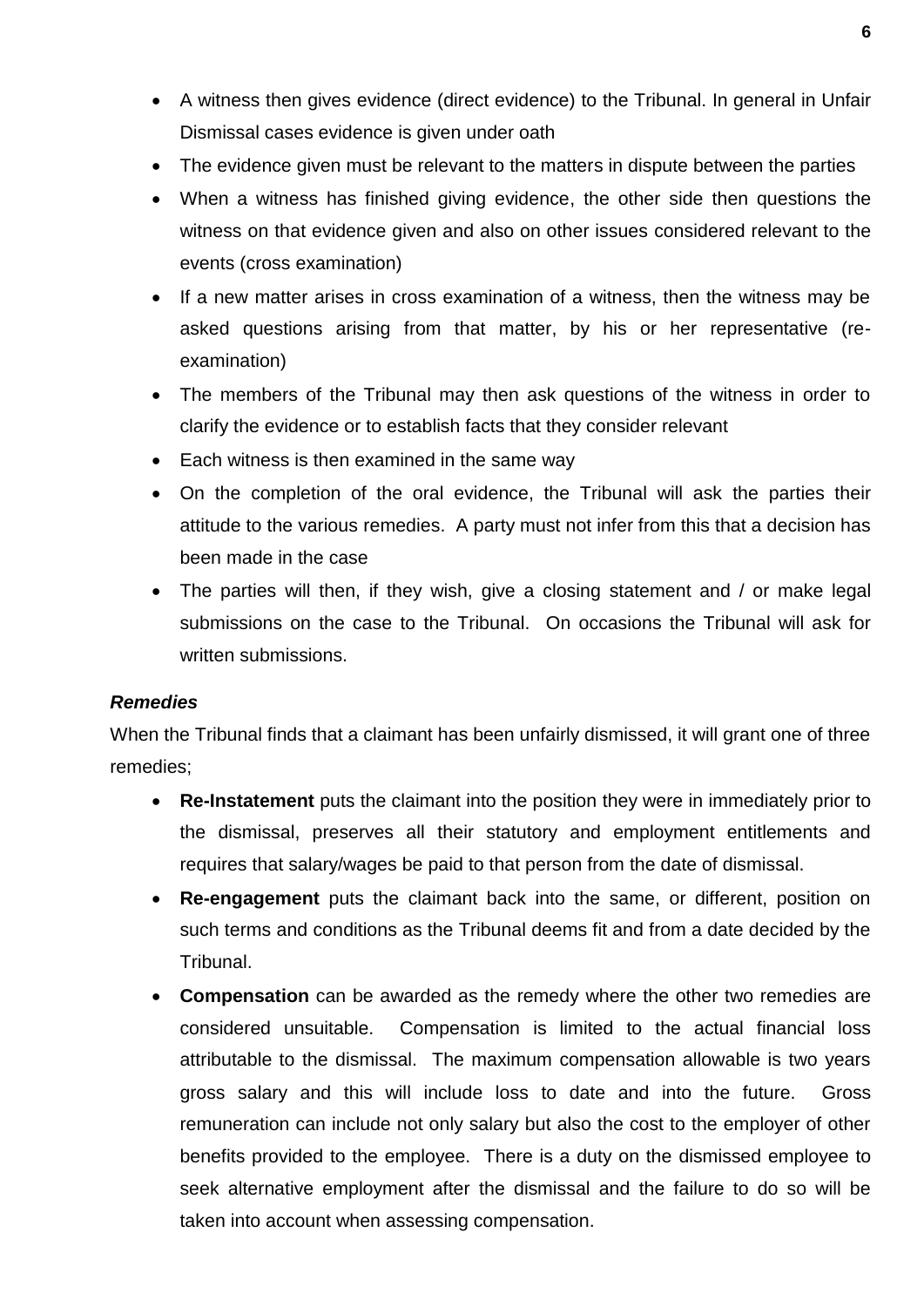- A witness then gives evidence (direct evidence) to the Tribunal. In general in Unfair Dismissal cases evidence is given under oath
- The evidence given must be relevant to the matters in dispute between the parties
- When a witness has finished giving evidence, the other side then questions the witness on that evidence given and also on other issues considered relevant to the events (cross examination)
- If a new matter arises in cross examination of a witness, then the witness may be asked questions arising from that matter, by his or her representative (re-examination)
- The members of the Tribunal may then ask questions of the witness in order to clarify the evidence or to establish facts that they consider relevant
- Each witness is then examined in the same way
- On the completion of the oral evidence, the Tribunal will ask the parties their attitude to the various remedies. A party must not infer from this that a decision has been made in the case
- The parties will then, if they wish, give a closing statement and / or make legal submissions on the case to the Tribunal. On occasions the Tribunal will ask for written submissions.

***Remedies***

When the Tribunal finds that a claimant has been unfairly dismissed, it will grant one of three remedies;

- **Re-Instatement** puts the claimant into the position they were in immediately prior to the dismissal, preserves all their statutory and employment entitlements and requires that salary/wages be paid to that person from the date of dismissal.
- **Re-engagement** puts the claimant back into the same, or different, position on such terms and conditions as the Tribunal deems fit and from a date decided by the Tribunal.
- **Compensation** can be awarded as the remedy where the other two remedies are considered unsuitable. Compensation is limited to the actual financial loss attributable to the dismissal. The maximum compensation allowable is two years gross salary and this will include loss to date and into the future. Gross remuneration can include not only salary but also the cost to the employer of other benefits provided to the employee. There is a duty on the dismissed employee to seek alternative employment after the dismissal and the failure to do so will be taken into account when assessing compensation.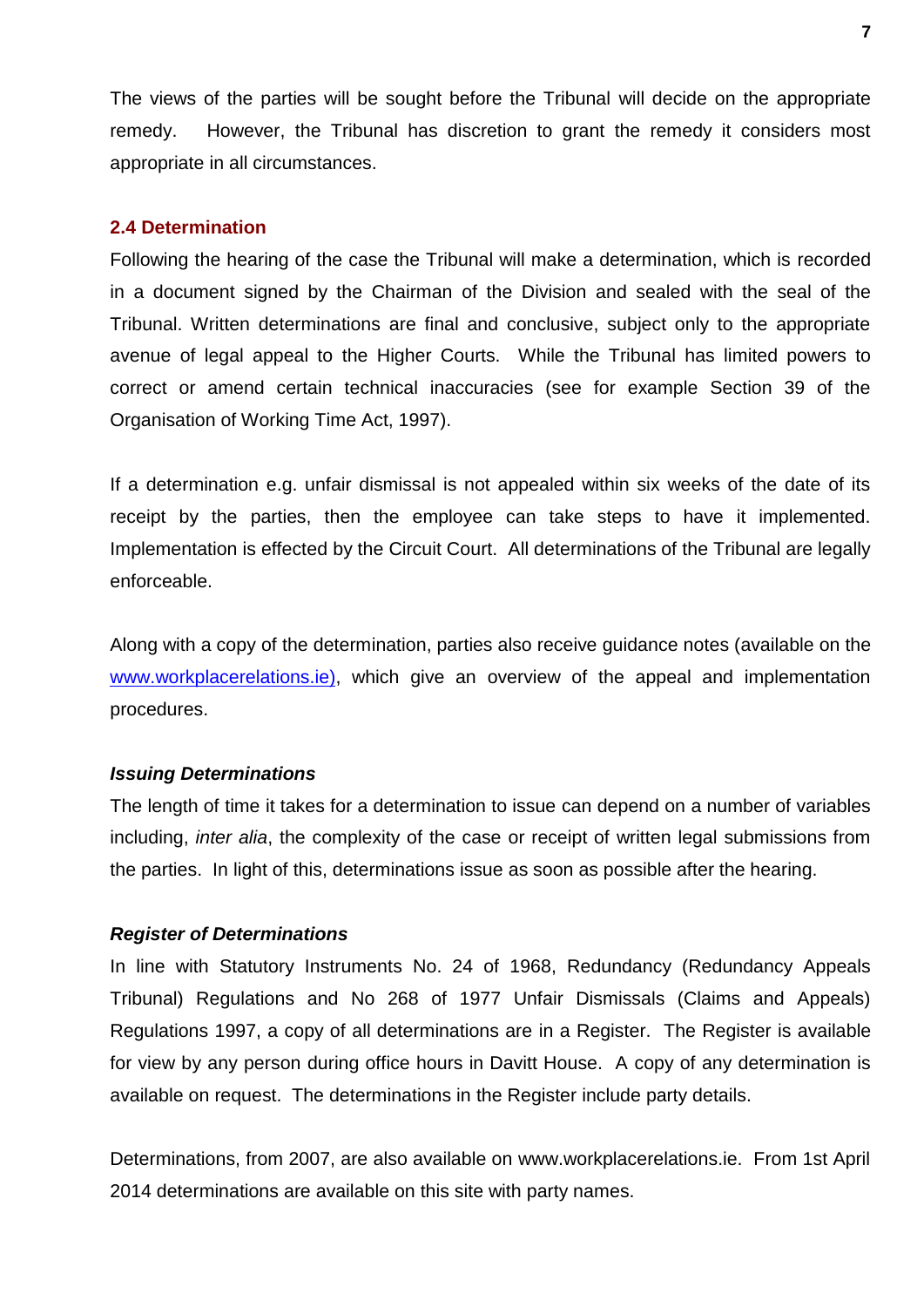The views of the parties will be sought before the Tribunal will decide on the appropriate remedy. However, the Tribunal has discretion to grant the remedy it considers most appropriate in all circumstances.

### 2.4 Determination

Following the hearing of the case the Tribunal will make a determination, which is recorded in a document signed by the Chairman of the Division and sealed with the seal of the Tribunal. Written determinations are final and conclusive, subject only to the appropriate avenue of legal appeal to the Higher Courts. While the Tribunal has limited powers to correct or amend certain technical inaccuracies (see for example Section 39 of the Organisation of Working Time Act, 1997).

If a determination e.g. unfair dismissal is not appealed within six weeks of the date of its receipt by the parties, then the employee can take steps to have it implemented. Implementation is effected by the Circuit Court. All determinations of the Tribunal are legally enforceable.

Along with a copy of the determination, parties also receive guidance notes (available on the www.workplacerelations.ie), which give an overview of the appeal and implementation procedures.

***Issuing Determinations***

The length of time it takes for a determination to issue can depend on a number of variables including, *inter alia*, the complexity of the case or receipt of written legal submissions from the parties. In light of this, determinations issue as soon as possible after the hearing.

***Register of Determinations***

In line with Statutory Instruments No. 24 of 1968, Redundancy (Redundancy Appeals Tribunal) Regulations and No 268 of 1977 Unfair Dismissals (Claims and Appeals) Regulations 1997, a copy of all determinations are in a Register. The Register is available for view by any person during office hours in Davitt House. A copy of any determination is available on request. The determinations in the Register include party details.

Determinations, from 2007, are also available on www.workplacerelations.ie. From 1st April 2014 determinations are available on this site with party names.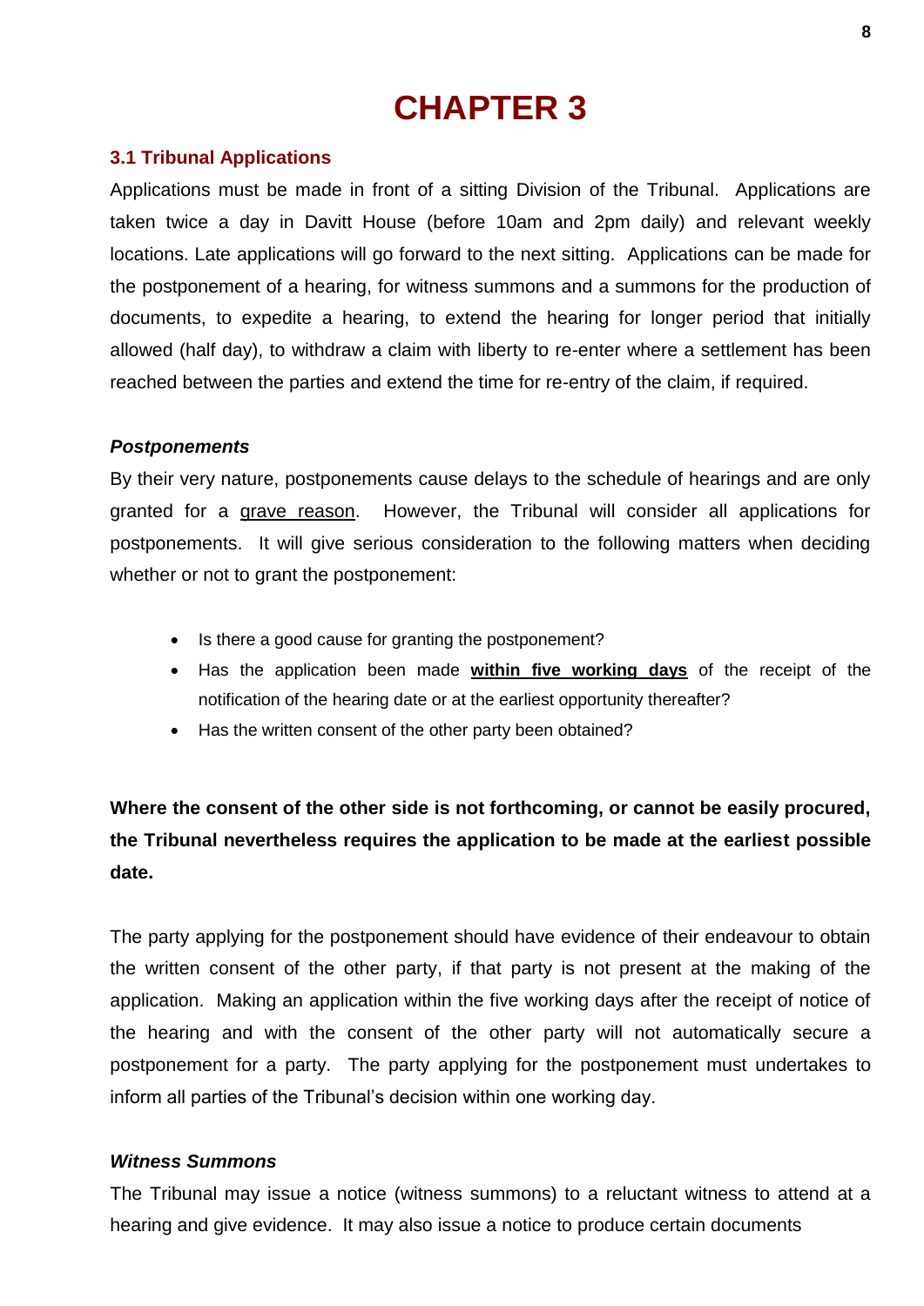# CHAPTER 3

## 3.1 Tribunal Applications

Applications must be made in front of a sitting Division of the Tribunal. Applications are taken twice a day in Davitt House (before 10am and 2pm daily) and relevant weekly locations. Late applications will go forward to the next sitting. Applications can be made for the postponement of a hearing, for witness summons and a summons for the production of documents, to expedite a hearing, to extend the hearing for longer period that initially allowed (half day), to withdraw a claim with liberty to re-enter where a settlement has been reached between the parties and extend the time for re-entry of the claim, if required.

### *Postponements*

By their very nature, postponements cause delays to the schedule of hearings and are only granted for a <u>grave reason</u>. However, the Tribunal will consider all applications for postponements. It will give serious consideration to the following matters when deciding whether or not to grant the postponement:

- Is there a good cause for granting the postponement?
- Has the application been made **<u>within five working days</u>** of the receipt of the notification of the hearing date or at the earliest opportunity thereafter?
- Has the written consent of the other party been obtained?

**Where the consent of the other side is not forthcoming, or cannot be easily procured, the Tribunal nevertheless requires the application to be made at the earliest possible date.**

The party applying for the postponement should have evidence of their endeavour to obtain the written consent of the other party, if that party is not present at the making of the application. Making an application within the five working days after the receipt of notice of the hearing and with the consent of the other party will not automatically secure a postponement for a party. The party applying for the postponement must undertakes to inform all parties of the Tribunal's decision within one working day.

### *Witness Summons*

The Tribunal may issue a notice (witness summons) to a reluctant witness to attend at a hearing and give evidence. It may also issue a notice to produce certain documents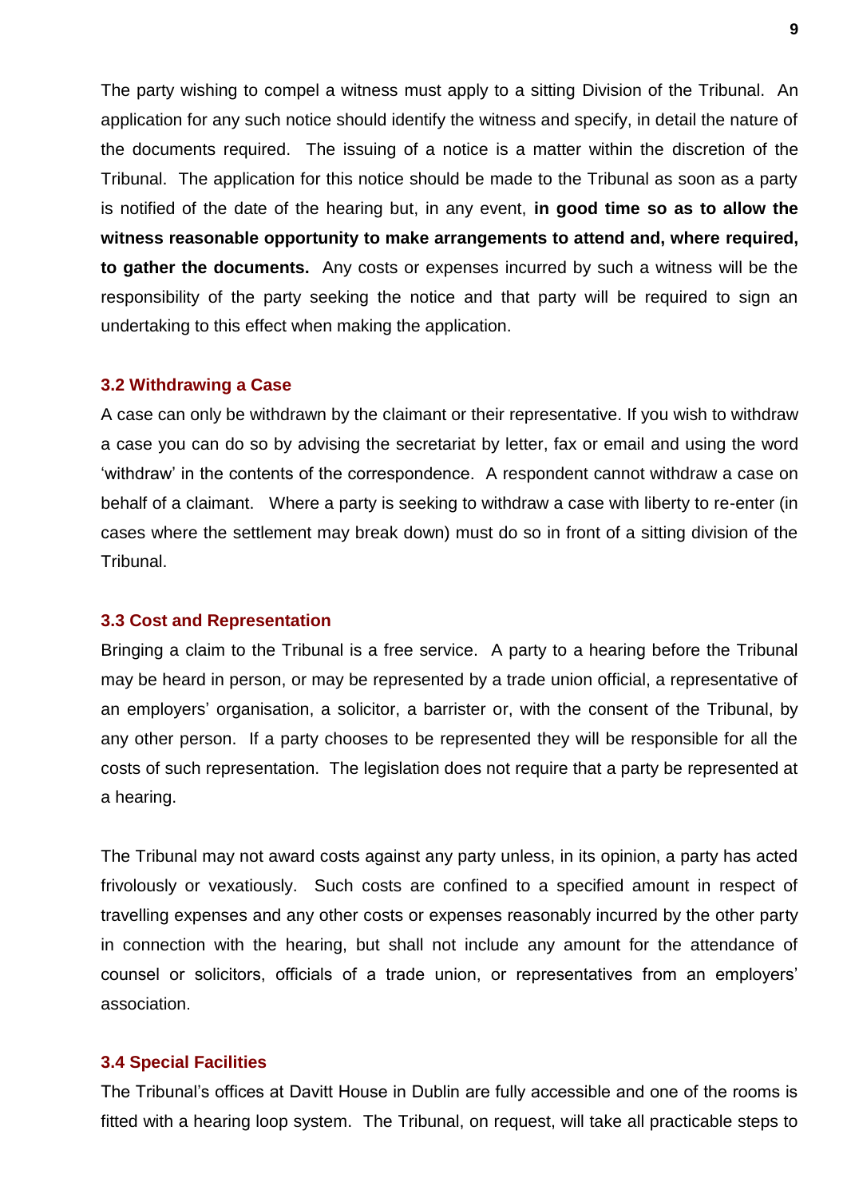The party wishing to compel a witness must apply to a sitting Division of the Tribunal. An application for any such notice should identify the witness and specify, in detail the nature of the documents required. The issuing of a notice is a matter within the discretion of the Tribunal. The application for this notice should be made to the Tribunal as soon as a party is notified of the date of the hearing but, in any event, **in good time so as to allow the witness reasonable opportunity to make arrangements to attend and, where required, to gather the documents.** Any costs or expenses incurred by such a witness will be the responsibility of the party seeking the notice and that party will be required to sign an undertaking to this effect when making the application.

### 3.2 Withdrawing a Case

A case can only be withdrawn by the claimant or their representative. If you wish to withdraw a case you can do so by advising the secretariat by letter, fax or email and using the word 'withdraw' in the contents of the correspondence. A respondent cannot withdraw a case on behalf of a claimant. Where a party is seeking to withdraw a case with liberty to re-enter (in cases where the settlement may break down) must do so in front of a sitting division of the Tribunal.

### 3.3 Cost and Representation

Bringing a claim to the Tribunal is a free service. A party to a hearing before the Tribunal may be heard in person, or may be represented by a trade union official, a representative of an employers' organisation, a solicitor, a barrister or, with the consent of the Tribunal, by any other person. If a party chooses to be represented they will be responsible for all the costs of such representation. The legislation does not require that a party be represented at a hearing.

The Tribunal may not award costs against any party unless, in its opinion, a party has acted frivolously or vexatiously. Such costs are confined to a specified amount in respect of travelling expenses and any other costs or expenses reasonably incurred by the other party in connection with the hearing, but shall not include any amount for the attendance of counsel or solicitors, officials of a trade union, or representatives from an employers' association.

### 3.4 Special Facilities

The Tribunal's offices at Davitt House in Dublin are fully accessible and one of the rooms is fitted with a hearing loop system. The Tribunal, on request, will take all practicable steps to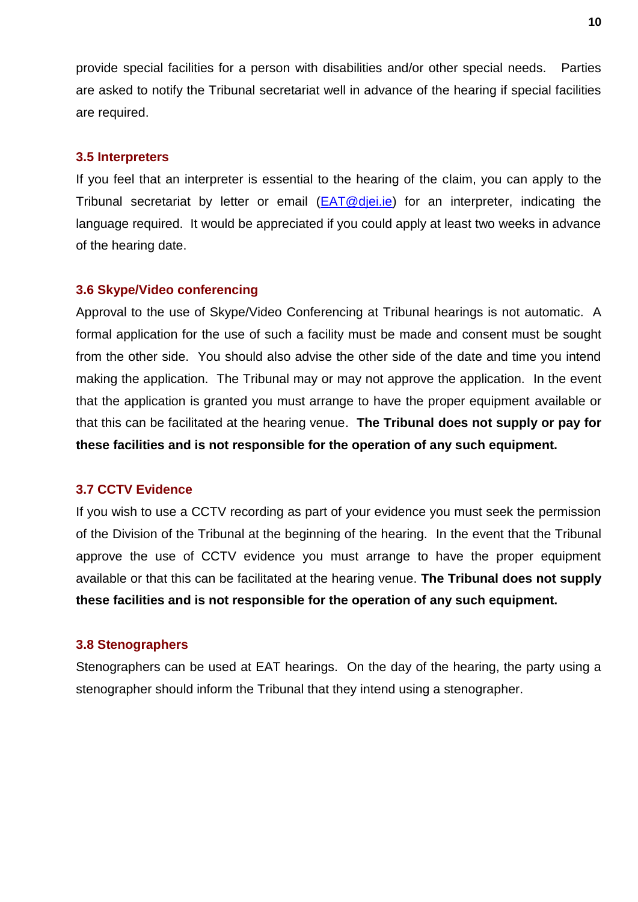provide special facilities for a person with disabilities and/or other special needs. Parties are asked to notify the Tribunal secretariat well in advance of the hearing if special facilities are required.

### 3.5 Interpreters

If you feel that an interpreter is essential to the hearing of the claim, you can apply to the Tribunal secretariat by letter or email ([EAT@djei.ie](mailto:EAT@djei.ie)) for an interpreter, indicating the language required. It would be appreciated if you could apply at least two weeks in advance of the hearing date.

### 3.6 Skype/Video conferencing

Approval to the use of Skype/Video Conferencing at Tribunal hearings is not automatic. A formal application for the use of such a facility must be made and consent must be sought from the other side. You should also advise the other side of the date and time you intend making the application. The Tribunal may or may not approve the application. In the event that the application is granted you must arrange to have the proper equipment available or that this can be facilitated at the hearing venue. **The Tribunal does not supply or pay for these facilities and is not responsible for the operation of any such equipment.**

### 3.7 CCTV Evidence

If you wish to use a CCTV recording as part of your evidence you must seek the permission of the Division of the Tribunal at the beginning of the hearing. In the event that the Tribunal approve the use of CCTV evidence you must arrange to have the proper equipment available or that this can be facilitated at the hearing venue. **The Tribunal does not supply these facilities and is not responsible for the operation of any such equipment.**

### 3.8 Stenographers

Stenographers can be used at EAT hearings. On the day of the hearing, the party using a stenographer should inform the Tribunal that they intend using a stenographer.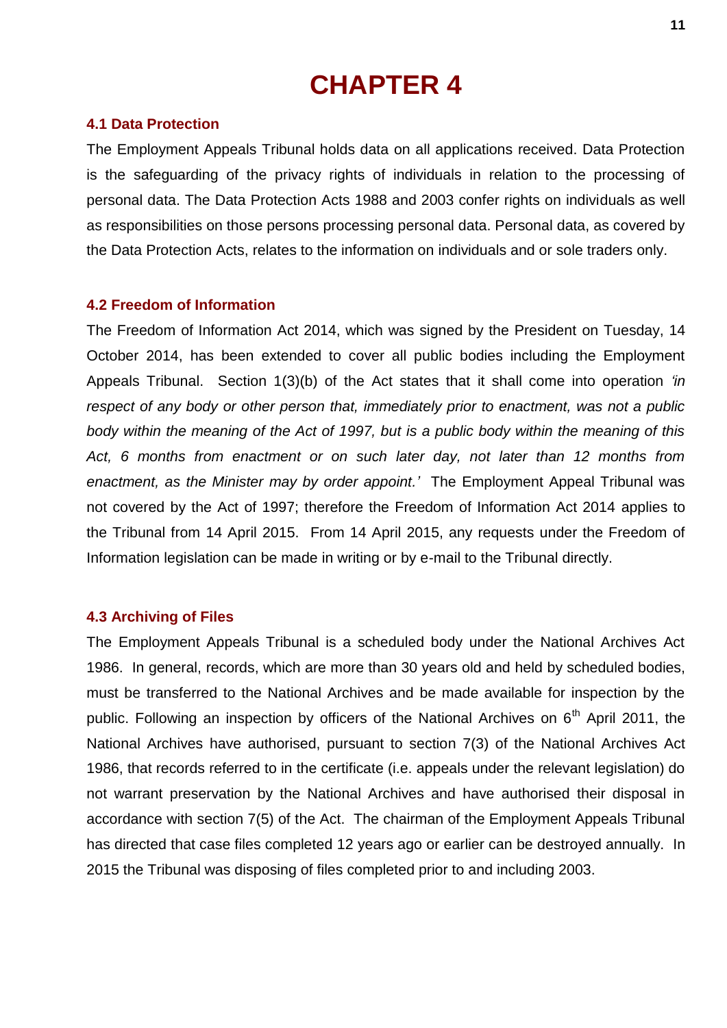# CHAPTER 4

## 4.1 Data Protection

The Employment Appeals Tribunal holds data on all applications received. Data Protection is the safeguarding of the privacy rights of individuals in relation to the processing of personal data. The Data Protection Acts 1988 and 2003 confer rights on individuals as well as responsibilities on those persons processing personal data. Personal data, as covered by the Data Protection Acts, relates to the information on individuals and or sole traders only.

## 4.2 Freedom of Information

The Freedom of Information Act 2014, which was signed by the President on Tuesday, 14 October 2014, has been extended to cover all public bodies including the Employment Appeals Tribunal. Section 1(3)(b) of the Act states that it shall come into operation *'in respect of any body or other person that, immediately prior to enactment, was not a public body within the meaning of the Act of 1997, but is a public body within the meaning of this Act, 6 months from enactment or on such later day, not later than 12 months from enactment, as the Minister may by order appoint.'* The Employment Appeal Tribunal was not covered by the Act of 1997; therefore the Freedom of Information Act 2014 applies to the Tribunal from 14 April 2015. From 14 April 2015, any requests under the Freedom of Information legislation can be made in writing or by e-mail to the Tribunal directly.

## 4.3 Archiving of Files

The Employment Appeals Tribunal is a scheduled body under the National Archives Act 1986. In general, records, which are more than 30 years old and held by scheduled bodies, must be transferred to the National Archives and be made available for inspection by the public. Following an inspection by officers of the National Archives on 6th April 2011, the National Archives have authorised, pursuant to section 7(3) of the National Archives Act 1986, that records referred to in the certificate (i.e. appeals under the relevant legislation) do not warrant preservation by the National Archives and have authorised their disposal in accordance with section 7(5) of the Act. The chairman of the Employment Appeals Tribunal has directed that case files completed 12 years ago or earlier can be destroyed annually. In 2015 the Tribunal was disposing of files completed prior to and including 2003.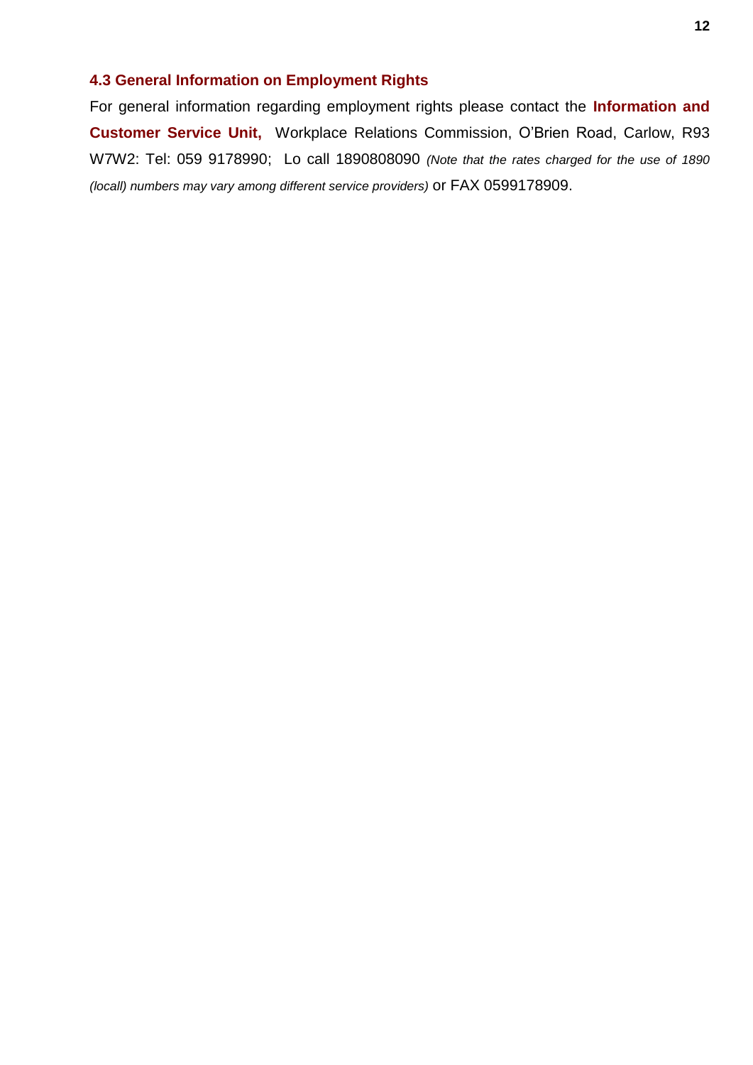### 4.3 General Information on Employment Rights

For general information regarding employment rights please contact the **Information and Customer Service Unit,** Workplace Relations Commission, O'Brien Road, Carlow, R93 W7W2: Tel: 059 9178990; Lo call 1890808090 *(Note that the rates charged for the use of 1890 (locall) numbers may vary among different service providers)* or FAX 0599178909.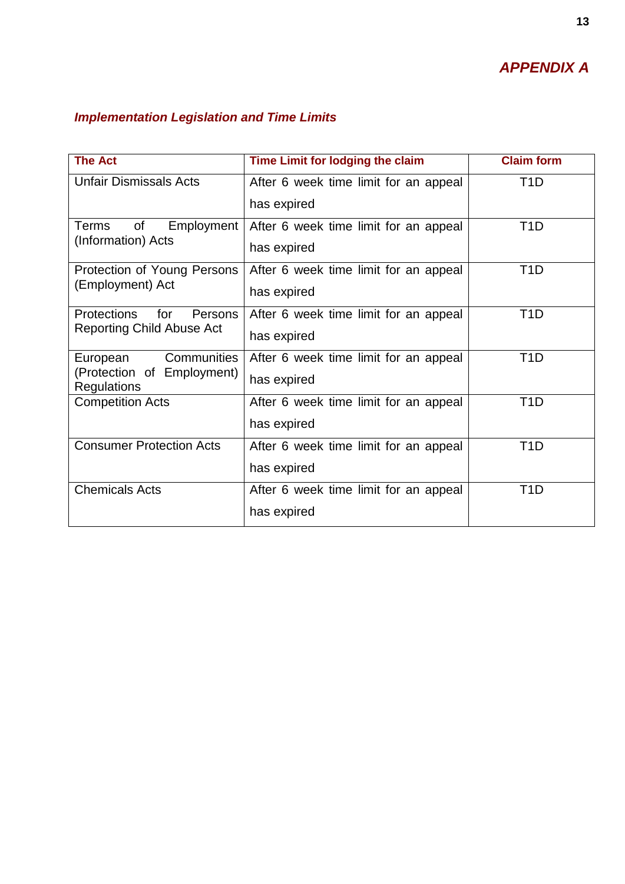## *APPENDIX A*

### *Implementation Legislation and Time Limits*

| The Act | Time Limit for lodging the claim | Claim form |
|---|---|---|
| Unfair Dismissals Acts | After 6 week time limit for an appeal has expired | T1D |
| Terms of Employment (Information) Acts | After 6 week time limit for an appeal has expired | T1D |
| Protection of Young Persons (Employment) Act | After 6 week time limit for an appeal has expired | T1D |
| Protections for Persons Reporting Child Abuse Act | After 6 week time limit for an appeal has expired | T1D |
| European Communities (Protection of Employment) Regulations | After 6 week time limit for an appeal has expired | T1D |
| Competition Acts | After 6 week time limit for an appeal has expired | T1D |
| Consumer Protection Acts | After 6 week time limit for an appeal has expired | T1D |
| Chemicals Acts | After 6 week time limit for an appeal has expired | T1D |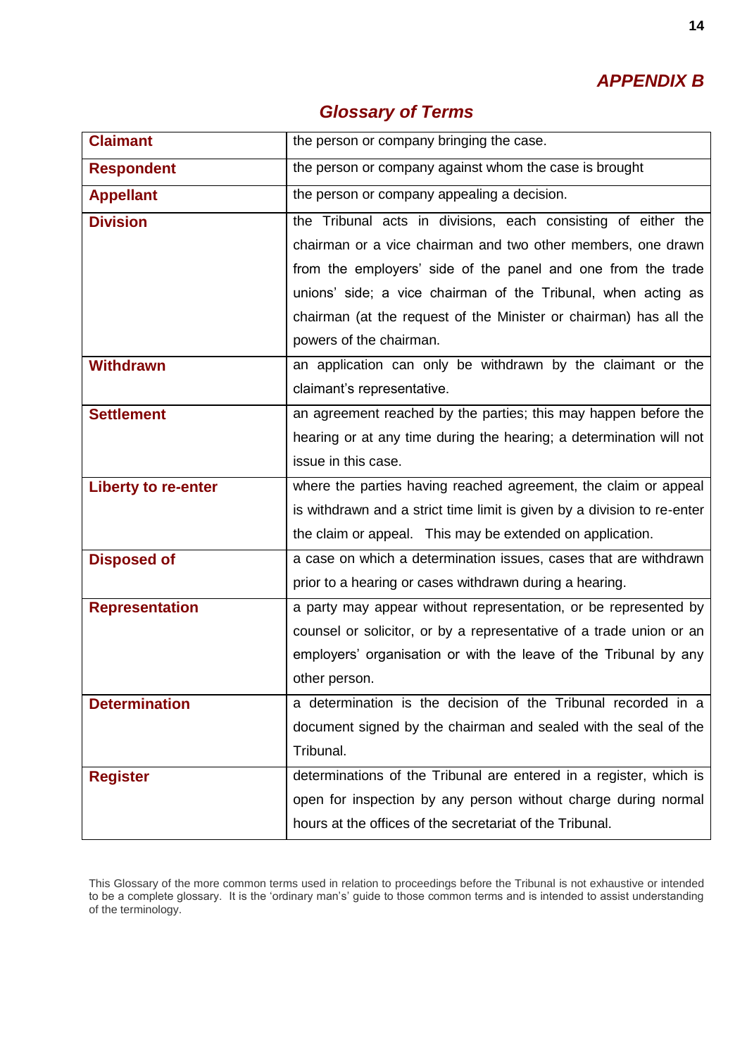## *APPENDIX B*

### *Glossary of Terms*

| | |
|---|---|
| **Claimant** | the person or company bringing the case. |
| **Respondent** | the person or company against whom the case is brought |
| **Appellant** | the person or company appealing a decision. |
| **Division** | the Tribunal acts in divisions, each consisting of either the chairman or a vice chairman and two other members, one drawn from the employers' side of the panel and one from the trade unions' side; a vice chairman of the Tribunal, when acting as chairman (at the request of the Minister or chairman) has all the powers of the chairman. |
| **Withdrawn** | an application can only be withdrawn by the claimant or the claimant's representative. |
| **Settlement** | an agreement reached by the parties; this may happen before the hearing or at any time during the hearing; a determination will not issue in this case. |
| **Liberty to re-enter** | where the parties having reached agreement, the claim or appeal is withdrawn and a strict time limit is given by a division to re-enter the claim or appeal. This may be extended on application. |
| **Disposed of** | a case on which a determination issues, cases that are withdrawn prior to a hearing or cases withdrawn during a hearing. |
| **Representation** | a party may appear without representation, or be represented by counsel or solicitor, or by a representative of a trade union or an employers' organisation or with the leave of the Tribunal by any other person. |
| **Determination** | a determination is the decision of the Tribunal recorded in a document signed by the chairman and sealed with the seal of the Tribunal. |
| **Register** | determinations of the Tribunal are entered in a register, which is open for inspection by any person without charge during normal hours at the offices of the secretariat of the Tribunal. |

This Glossary of the more common terms used in relation to proceedings before the Tribunal is not exhaustive or intended to be a complete glossary. It is the 'ordinary man's' guide to those common terms and is intended to assist understanding of the terminology.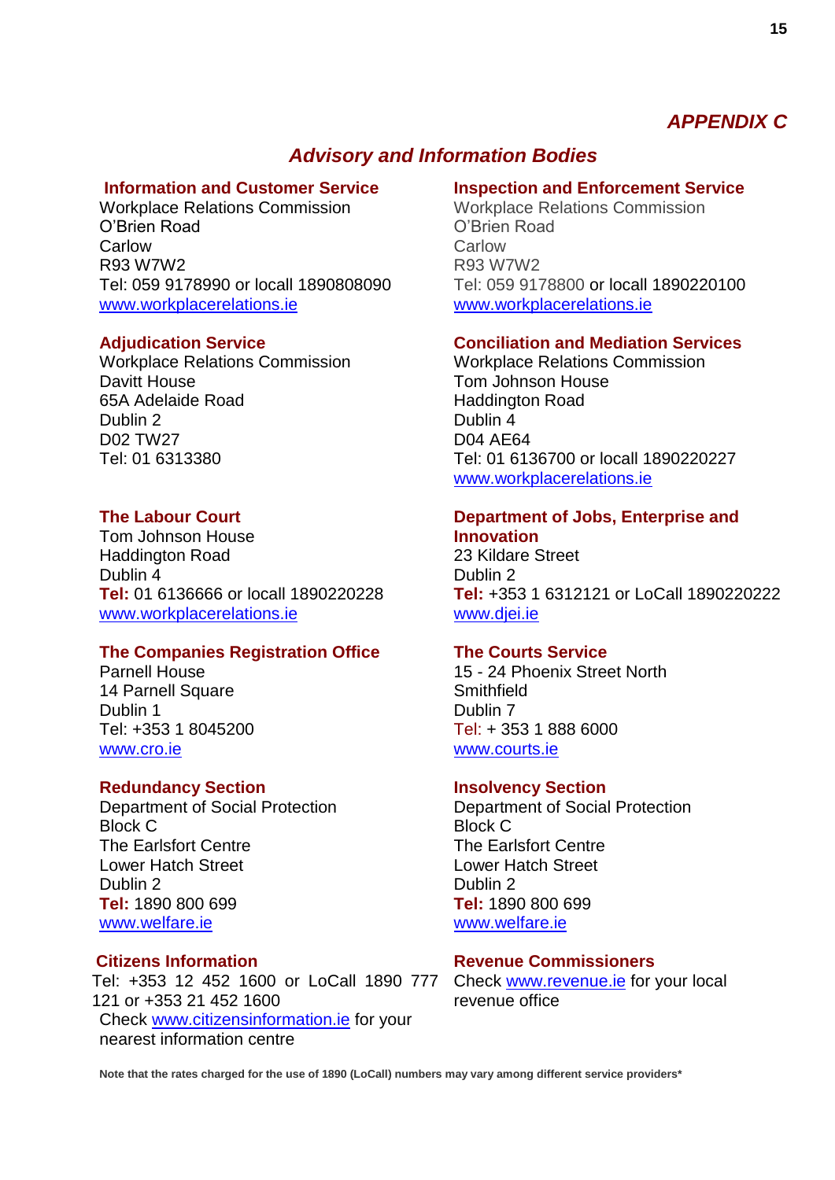## APPENDIX C

### Advisory and Information Bodies

**Information and Customer Service**
Workplace Relations Commission
O'Brien Road
Carlow
R93 W7W2
Tel: 059 9178990 or locall 1890808090
www.workplacerelations.ie

**Inspection and Enforcement Service**
Workplace Relations Commission
O'Brien Road
Carlow
R93 W7W2
Tel: 059 9178800 or locall 1890220100
www.workplacerelations.ie

**Adjudication Service**
Workplace Relations Commission
Davitt House
65A Adelaide Road
Dublin 2
D02 TW27
Tel: 01 6313380

**Conciliation and Mediation Services**
Workplace Relations Commission
Tom Johnson House
Haddington Road
Dublin 4
D04 AE64
Tel: 01 6136700 or locall 1890220227
www.workplacerelations.ie

**The Labour Court**
Tom Johnson House
Haddington Road
Dublin 4
**Tel:** 01 6136666 or locall 1890220228
www.workplacerelations.ie

**Department of Jobs, Enterprise and Innovation**
23 Kildare Street
Dublin 2
**Tel:** +353 1 6312121 or LoCall 1890220222
www.djei.ie

**The Companies Registration Office**
Parnell House
14 Parnell Square
Dublin 1
Tel: +353 1 8045200
www.cro.ie

**The Courts Service**
15 - 24 Phoenix Street North
Smithfield
Dublin 7
Tel: + 353 1 888 6000
www.courts.ie

**Redundancy Section**
Department of Social Protection
Block C
The Earlsfort Centre
Lower Hatch Street
Dublin 2
**Tel:** 1890 800 699
www.welfare.ie

**Insolvency Section**
Department of Social Protection
Block C
The Earlsfort Centre
Lower Hatch Street
Dublin 2
**Tel:** 1890 800 699
www.welfare.ie

**Citizens Information**
Tel: +353 12 452 1600 or LoCall 1890 777 121 or +353 21 452 1600
Check www.citizensinformation.ie for your nearest information centre

**Revenue Commissioners**
Check www.revenue.ie for your local revenue office

**Note that the rates charged for the use of 1890 (LoCall) numbers may vary among different service providers***